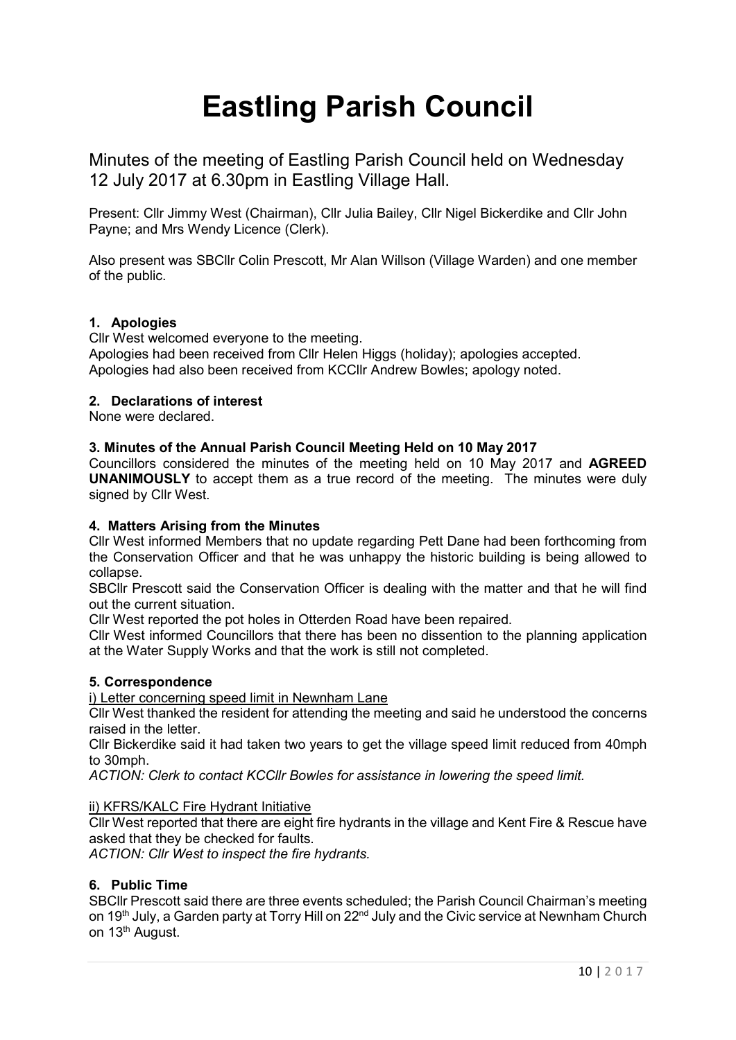# Eastling Parish Council

Minutes of the meeting of Eastling Parish Council held on Wednesday 12 July 2017 at 6.30pm in Eastling Village Hall.

Present: Cllr Jimmy West (Chairman), Cllr Julia Bailey, Cllr Nigel Bickerdike and Cllr John Payne; and Mrs Wendy Licence (Clerk).

Also present was SBCllr Colin Prescott, Mr Alan Willson (Village Warden) and one member of the public.

### 1. Apologies

Cllr West welcomed everyone to the meeting.
Apologies had been received from Cllr Helen Higgs (holiday); apologies accepted.
Apologies had also been received from KCCllr Andrew Bowles; apology noted.

### 2. Declarations of interest

None were declared.

### 3. Minutes of the Annual Parish Council Meeting Held on 10 May 2017

Councillors considered the minutes of the meeting held on 10 May 2017 and **AGREED UNANIMOUSLY** to accept them as a true record of the meeting. The minutes were duly signed by Cllr West.

### 4. Matters Arising from the Minutes

Cllr West informed Members that no update regarding Pett Dane had been forthcoming from the Conservation Officer and that he was unhappy the historic building is being allowed to collapse.
SBCllr Prescott said the Conservation Officer is dealing with the matter and that he will find out the current situation.
Cllr West reported the pot holes in Otterden Road have been repaired.
Cllr West informed Councillors that there has been no dissention to the planning application at the Water Supply Works and that the work is still not completed.

### 5. Correspondence

i) Letter concerning speed limit in Newnham Lane

Cllr West thanked the resident for attending the meeting and said he understood the concerns raised in the letter.
Cllr Bickerdike said it had taken two years to get the village speed limit reduced from 40mph to 30mph.
*ACTION: Clerk to contact KCCllr Bowles for assistance in lowering the speed limit.*

ii) KFRS/KALC Fire Hydrant Initiative

Cllr West reported that there are eight fire hydrants in the village and Kent Fire & Rescue have asked that they be checked for faults.
*ACTION: Cllr West to inspect the fire hydrants.*

### 6. Public Time

SBCllr Prescott said there are three events scheduled; the Parish Council Chairman's meeting on 19th July, a Garden party at Torry Hill on 22nd July and the Civic service at Newnham Church on 13th August.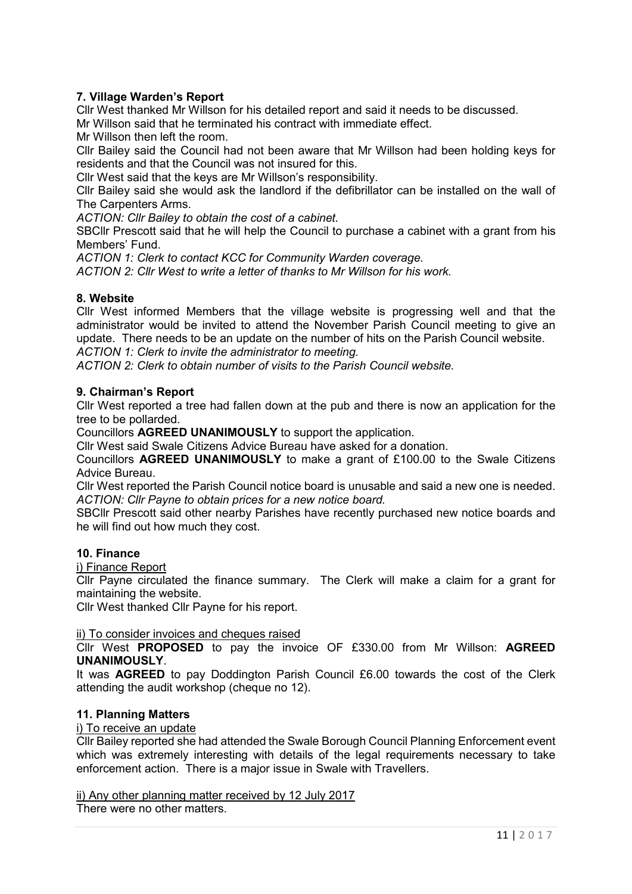**7. Village Warden's Report**

Cllr West thanked Mr Willson for his detailed report and said it needs to be discussed.

Mr Willson said that he terminated his contract with immediate effect.

Mr Willson then left the room.

Cllr Bailey said the Council had not been aware that Mr Willson had been holding keys for residents and that the Council was not insured for this.

Cllr West said that the keys are Mr Willson's responsibility.

Cllr Bailey said she would ask the landlord if the defibrillator can be installed on the wall of The Carpenters Arms.

*ACTION: Cllr Bailey to obtain the cost of a cabinet.*

SBCllr Prescott said that he will help the Council to purchase a cabinet with a grant from his Members' Fund.

*ACTION 1: Clerk to contact KCC for Community Warden coverage.*

*ACTION 2: Cllr West to write a letter of thanks to Mr Willson for his work.*

**8. Website**

Cllr West informed Members that the village website is progressing well and that the administrator would be invited to attend the November Parish Council meeting to give an update. There needs to be an update on the number of hits on the Parish Council website.

*ACTION 1: Clerk to invite the administrator to meeting.*

*ACTION 2: Clerk to obtain number of visits to the Parish Council website.*

**9. Chairman's Report**

Cllr West reported a tree had fallen down at the pub and there is now an application for the tree to be pollarded.

Councillors **AGREED UNANIMOUSLY** to support the application.

Cllr West said Swale Citizens Advice Bureau have asked for a donation.

Councillors **AGREED UNANIMOUSLY** to make a grant of £100.00 to the Swale Citizens Advice Bureau.

Cllr West reported the Parish Council notice board is unusable and said a new one is needed.

*ACTION: Cllr Payne to obtain prices for a new notice board.*

SBCllr Prescott said other nearby Parishes have recently purchased new notice boards and he will find out how much they cost.

**10. Finance**

i) Finance Report

Cllr Payne circulated the finance summary. The Clerk will make a claim for a grant for maintaining the website.

Cllr West thanked Cllr Payne for his report.

ii) To consider invoices and cheques raised

Cllr West **PROPOSED** to pay the invoice OF £330.00 from Mr Willson: **AGREED UNANIMOUSLY**.

It was **AGREED** to pay Doddington Parish Council £6.00 towards the cost of the Clerk attending the audit workshop (cheque no 12).

**11. Planning Matters**

i) To receive an update

Cllr Bailey reported she had attended the Swale Borough Council Planning Enforcement event which was extremely interesting with details of the legal requirements necessary to take enforcement action. There is a major issue in Swale with Travellers.

ii) Any other planning matter received by 12 July 2017

There were no other matters.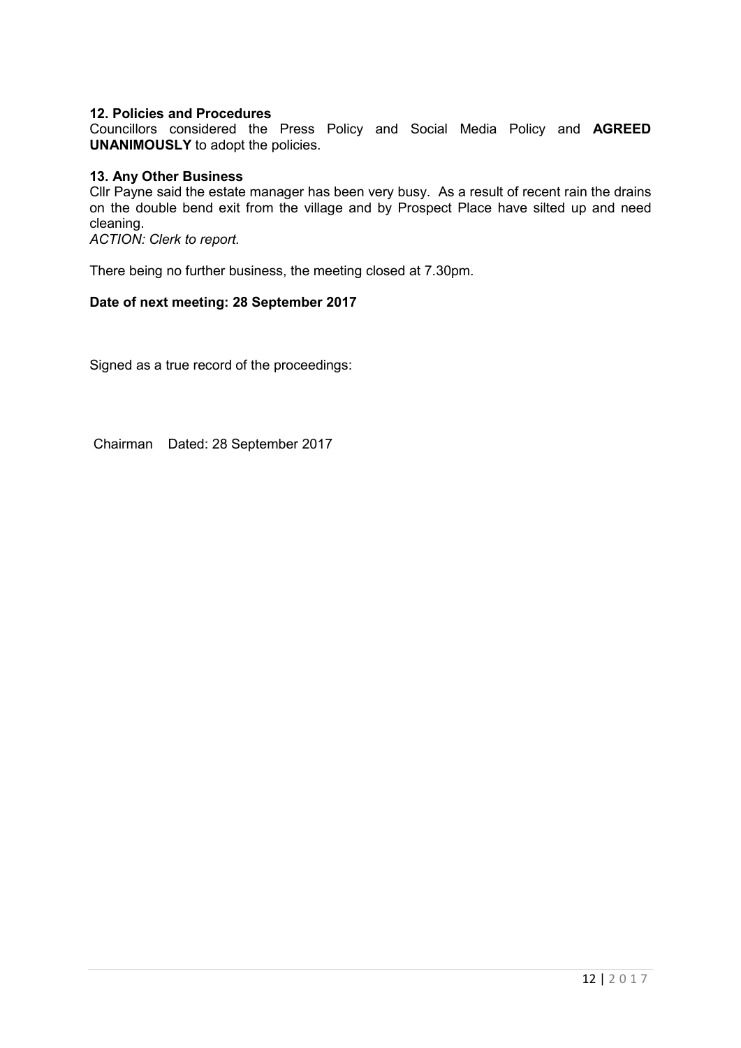**12. Policies and Procedures**

Councillors considered the Press Policy and Social Media Policy and **AGREED UNANIMOUSLY** to adopt the policies.

**13. Any Other Business**

Cllr Payne said the estate manager has been very busy. As a result of recent rain the drains on the double bend exit from the village and by Prospect Place have silted up and need cleaning.

*ACTION: Clerk to report.*

There being no further business, the meeting closed at 7.30pm.

**Date of next meeting: 28 September 2017**

Signed as a true record of the proceedings:

Chairman Dated: 28 September 2017